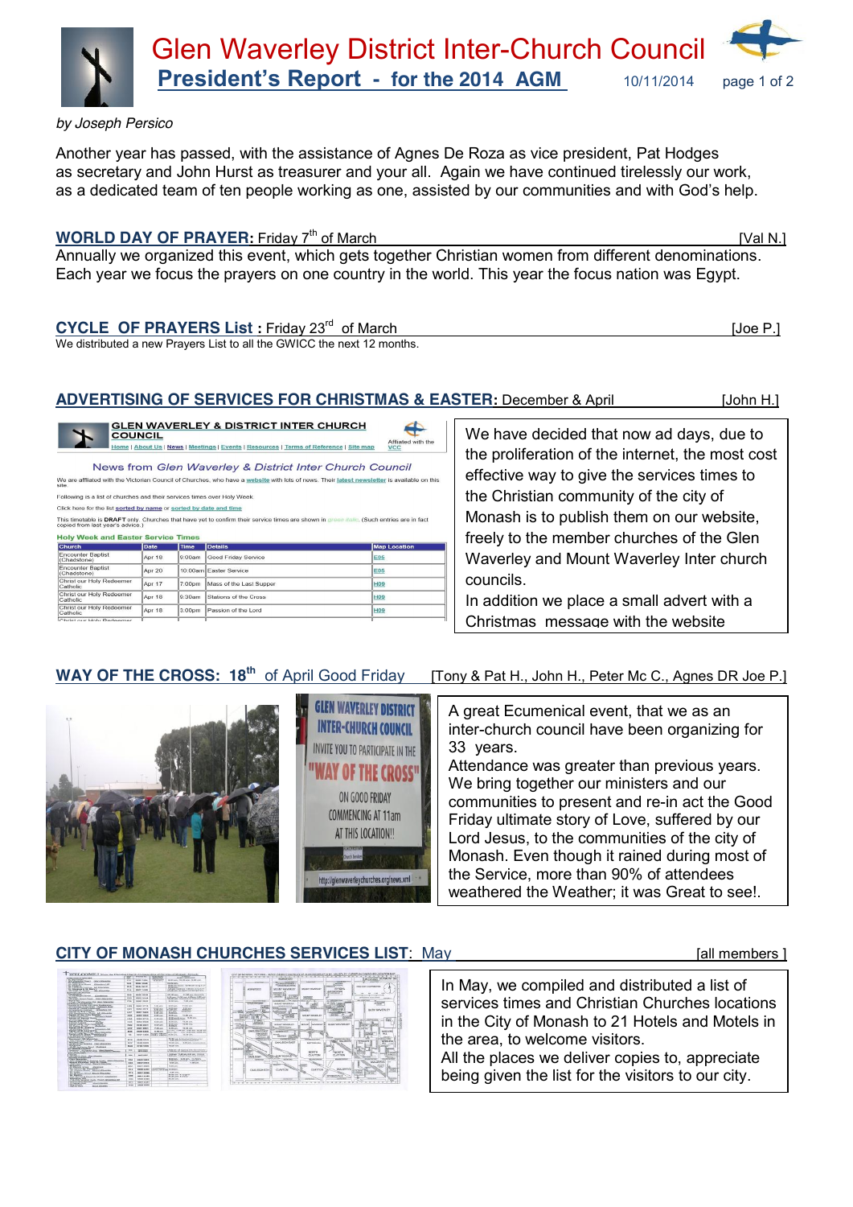# Glen Waverley District Inter-Church Council

## President's Report - for the 2014 AGM

10/11/2014

*by Joseph Persico*

Another year has passed, with the assistance of Agnes De Roza as vice president, Pat Hodges as secretary and John Hurst as treasurer and your all. Again we have continued tirelessly our work, as a dedicated team of ten people working as one, assisted by our communities and with God's help.

### WORLD DAY OF PRAYER: Friday 7th of March [Val N.]

Annually we organized this event, which gets together Christian women from different denominations. Each year we focus the prayers on one country in the world. This year the focus nation was Egypt.

### CYCLE OF PRAYERS List : Friday 23rd of March [Joe P.]

We distributed a new Prayers List to all the GWICC the next 12 months.

### ADVERTISING OF SERVICES FOR CHRISTMAS & EASTER: December & April [John H.]

We have decided that now ad days, due to the proliferation of the internet, the most cost effective way to give the services times to the Christian community of the city of Monash is to publish them on our website, freely to the member churches of the Glen Waverley and Mount Waverley Inter church councils.

In addition we place a small advert with a Christmas message with the website

### WAY OF THE CROSS: 18th of April Good Friday [Tony & Pat H., John H., Peter Mc C., Agnes DR Joe P.]

A great Ecumenical event, that we as an inter-church council have been organizing for 33 years.

Attendance was greater than previous years. We bring together our ministers and our communities to present and re-in act the Good Friday ultimate story of Love, suffered by our Lord Jesus, to the communities of the city of Monash. Even though it rained during most of the Service, more than 90% of attendees weathered the Weather; it was Great to see!.

### CITY OF MONASH CHURCHES SERVICES LIST: May [all members ]

In May, we compiled and distributed a list of services times and Christian Churches locations in the City of Monash to 21 Hotels and Motels in the area, to welcome visitors.

All the places we deliver copies to, appreciate being given the list for the visitors to our city.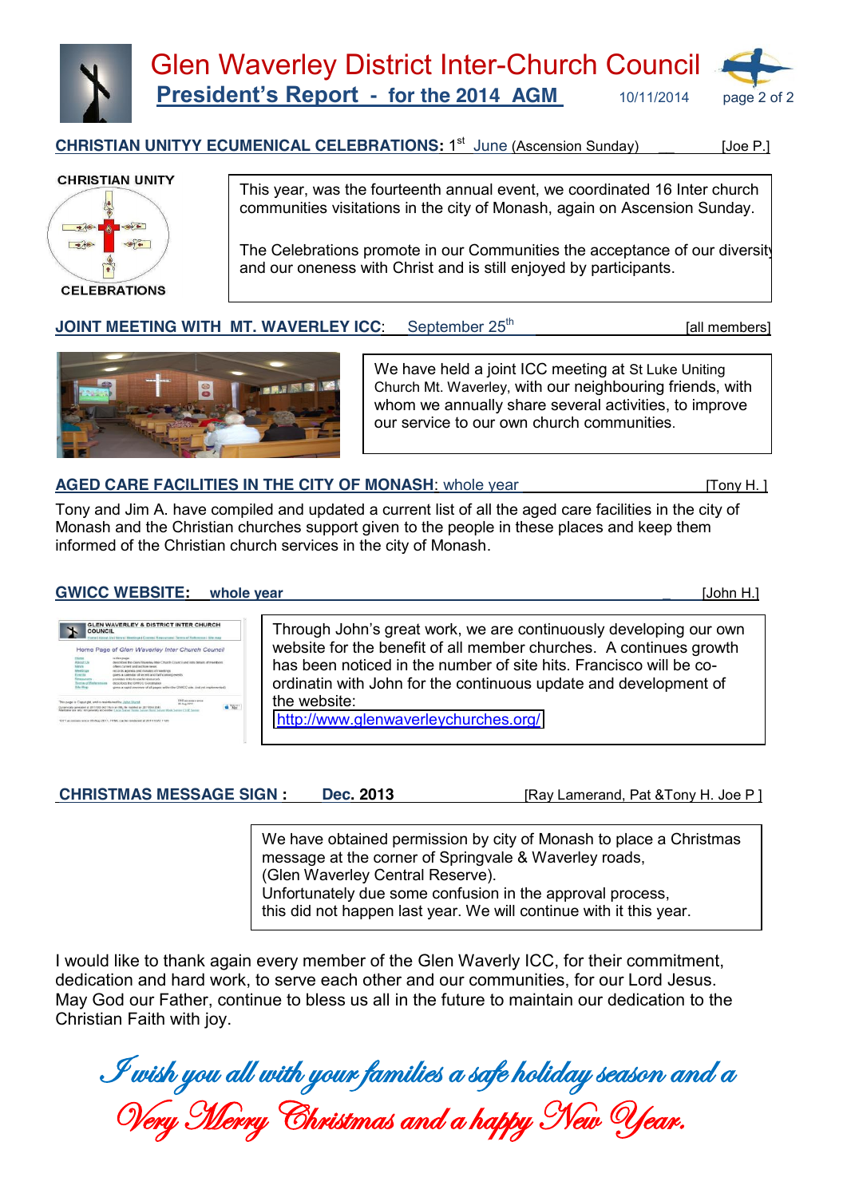## CHRISTIAN UNITYY ECUMENICAL CELEBRATIONS: 1st June (Ascension Sunday) [Joe P.]

CHRISTIAN UNITY

CELEBRATIONS

This year, was the fourteenth annual event, we coordinated 16 Inter church communities visitations in the city of Monash, again on Ascension Sunday.

The Celebrations promote in our Communities the acceptance of our diversity and our oneness with Christ and is still enjoyed by participants.

## JOINT MEETING WITH MT. WAVERLEY ICC: September 25th [all members]

We have held a joint ICC meeting at St Luke Uniting Church Mt. Waverley, with our neighbouring friends, with whom we annually share several activities, to improve our service to our own church communities.

## AGED CARE FACILITIES IN THE CITY OF MONASH: whole year [Tony H. ]

Tony and Jim A. have compiled and updated a current list of all the aged care facilities in the city of Monash and the Christian churches support given to the people in these places and keep them informed of the Christian church services in the city of Monash.

## GWICC WEBSITE: whole year [John H.]

Through John's great work, we are continuously developing our own website for the benefit of all member churches. A continues growth has been noticed in the number of site hits. Francisco will be co-ordinatin with John for the continuous update and development of the website:
http://www.glenwaverleychurches.org/

## CHRISTMAS MESSAGE SIGN : Dec. 2013 [Ray Lamerand, Pat &Tony H. Joe P ]

We have obtained permission by city of Monash to place a Christmas message at the corner of Springvale & Waverley roads,
(Glen Waverley Central Reserve).
Unfortunately due some confusion in the approval process,
this did not happen last year. We will continue with it this year.

I would like to thank again every member of the Glen Waverly ICC, for their commitment, dedication and hard work, to serve each other and our communities, for our Lord Jesus. May God our Father, continue to bless us all in the future to maintain our dedication to the Christian Faith with joy.

*I wish you all with your families a safe holiday season and a Very Merry Christmas and a happy New Year.*